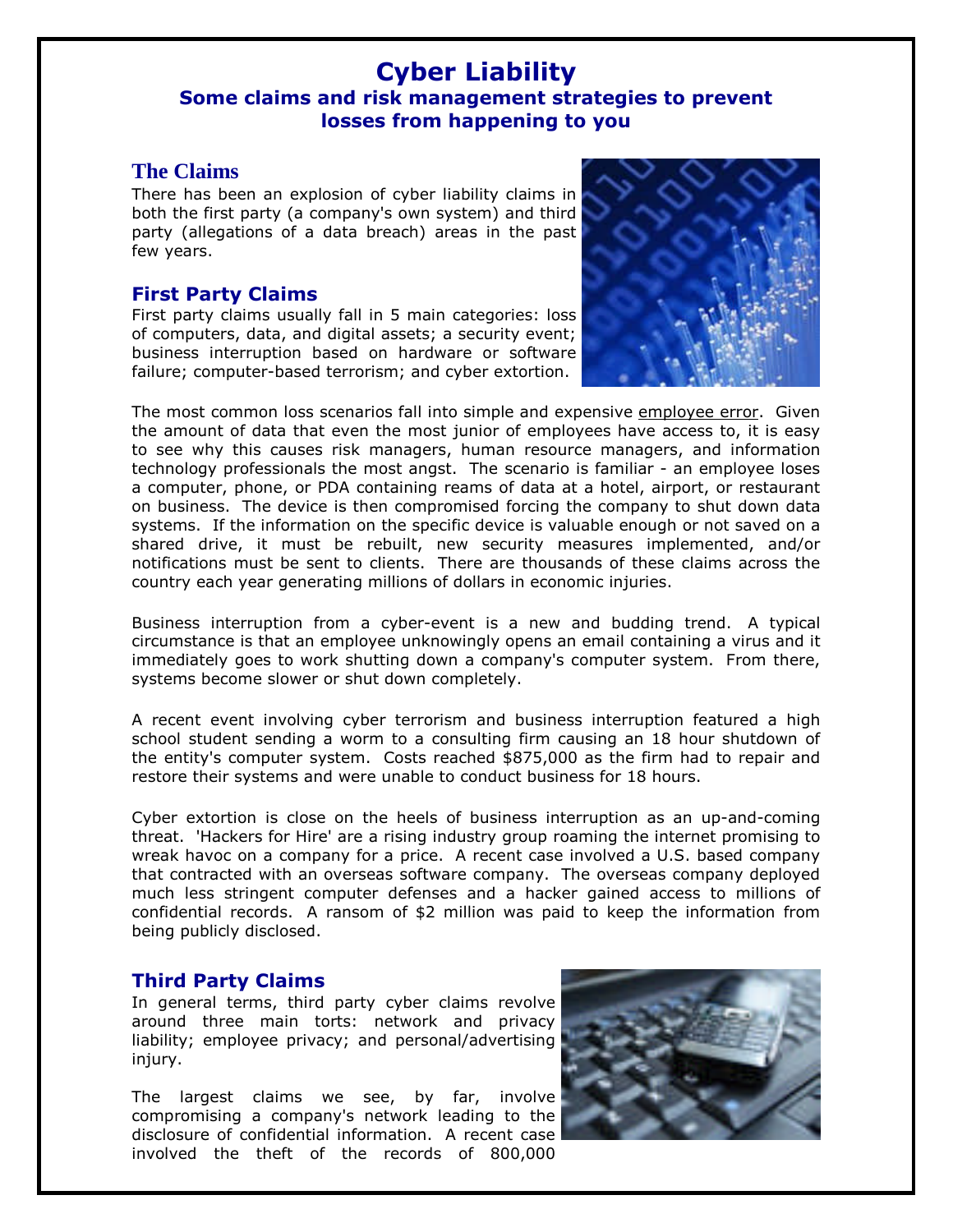# Cyber Liability

### Some claims and risk management strategies to prevent losses from happening to you

## The Claims

There has been an explosion of cyber liability claims in both the first party (a company's own system) and third party (allegations of a data breach) areas in the past few years.

### First Party Claims

First party claims usually fall in 5 main categories: loss of computers, data, and digital assets; a security event; business interruption based on hardware or software failure; computer-based terrorism; and cyber extortion.

The most common loss scenarios fall into simple and expensive employee error. Given the amount of data that even the most junior of employees have access to, it is easy to see why this causes risk managers, human resource managers, and information technology professionals the most angst. The scenario is familiar - an employee loses a computer, phone, or PDA containing reams of data at a hotel, airport, or restaurant on business. The device is then compromised forcing the company to shut down data systems. If the information on the specific device is valuable enough or not saved on a shared drive, it must be rebuilt, new security measures implemented, and/or notifications must be sent to clients. There are thousands of these claims across the country each year generating millions of dollars in economic injuries.

Business interruption from a cyber-event is a new and budding trend. A typical circumstance is that an employee unknowingly opens an email containing a virus and it immediately goes to work shutting down a company's computer system. From there, systems become slower or shut down completely.

A recent event involving cyber terrorism and business interruption featured a high school student sending a worm to a consulting firm causing an 18 hour shutdown of the entity's computer system. Costs reached $875,000 as the firm had to repair and restore their systems and were unable to conduct business for 18 hours.

Cyber extortion is close on the heels of business interruption as an up-and-coming threat. 'Hackers for Hire' are a rising industry group roaming the internet promising to wreak havoc on a company for a price. A recent case involved a U.S. based company that contracted with an overseas software company. The overseas company deployed much less stringent computer defenses and a hacker gained access to millions of confidential records. A ransom of $2 million was paid to keep the information from being publicly disclosed.

### Third Party Claims

In general terms, third party cyber claims revolve around three main torts: network and privacy liability; employee privacy; and personal/advertising injury.

The largest claims we see, by far, involve compromising a company's network leading to the disclosure of confidential information. A recent case involved the theft of the records of 800,000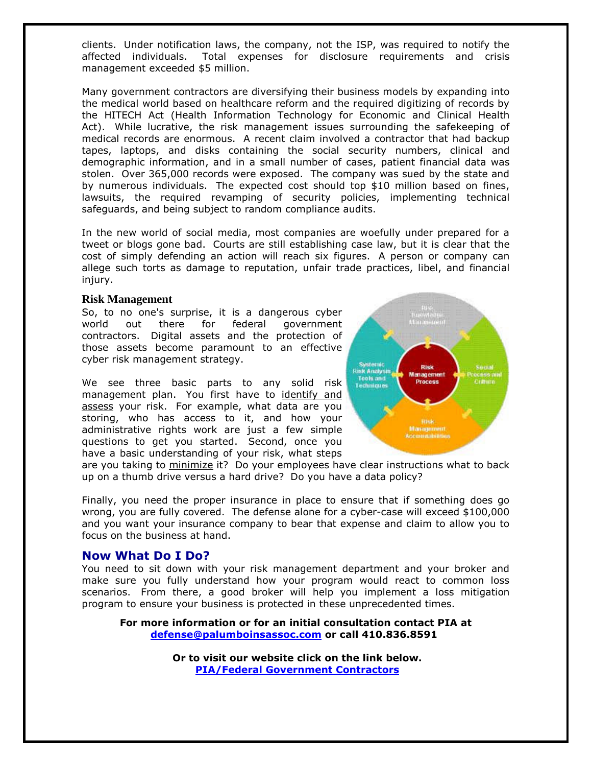clients. Under notification laws, the company, not the ISP, was required to notify the affected individuals. Total expenses for disclosure requirements and crisis management exceeded $5 million.

Many government contractors are diversifying their business models by expanding into the medical world based on healthcare reform and the required digitizing of records by the HITECH Act (Health Information Technology for Economic and Clinical Health Act). While lucrative, the risk management issues surrounding the safekeeping of medical records are enormous. A recent claim involved a contractor that had backup tapes, laptops, and disks containing the social security numbers, clinical and demographic information, and in a small number of cases, patient financial data was stolen. Over 365,000 records were exposed. The company was sued by the state and by numerous individuals. The expected cost should top $10 million based on fines, lawsuits, the required revamping of security policies, implementing technical safeguards, and being subject to random compliance audits.

In the new world of social media, most companies are woefully under prepared for a tweet or blogs gone bad. Courts are still establishing case law, but it is clear that the cost of simply defending an action will reach six figures. A person or company can allege such torts as damage to reputation, unfair trade practices, libel, and financial injury.

### Risk Management

So, to no one's surprise, it is a dangerous cyber world out there for federal government contractors. Digital assets and the protection of those assets become paramount to an effective cyber risk management strategy.

Risk Knowledge Management

Systemic Risk Analysis Tools and Techniques

Risk Management Process

Social Process and Culture

Risk Management Accountabilities

We see three basic parts to any solid risk management plan. You first have to identify and assess your risk. For example, what data are you storing, who has access to it, and how your administrative rights work are just a few simple questions to get you started. Second, once you have a basic understanding of your risk, what steps are you taking to minimize it? Do your employees have clear instructions what to back up on a thumb drive versus a hard drive? Do you have a data policy?

Finally, you need the proper insurance in place to ensure that if something does go wrong, you are fully covered. The defense alone for a cyber-case will exceed $100,000 and you want your insurance company to bear that expense and claim to allow you to focus on the business at hand.

## Now What Do I Do?

You need to sit down with your risk management department and your broker and make sure you fully understand how your program would react to common loss scenarios. From there, a good broker will help you implement a loss mitigation program to ensure your business is protected in these unprecedented times.

**For more information or for an initial consultation contact PIA at defense@palumboinsassoc.com or call 410.836.8591**

**Or to visit our website click on the link below.**
**PIA/Federal Government Contractors**